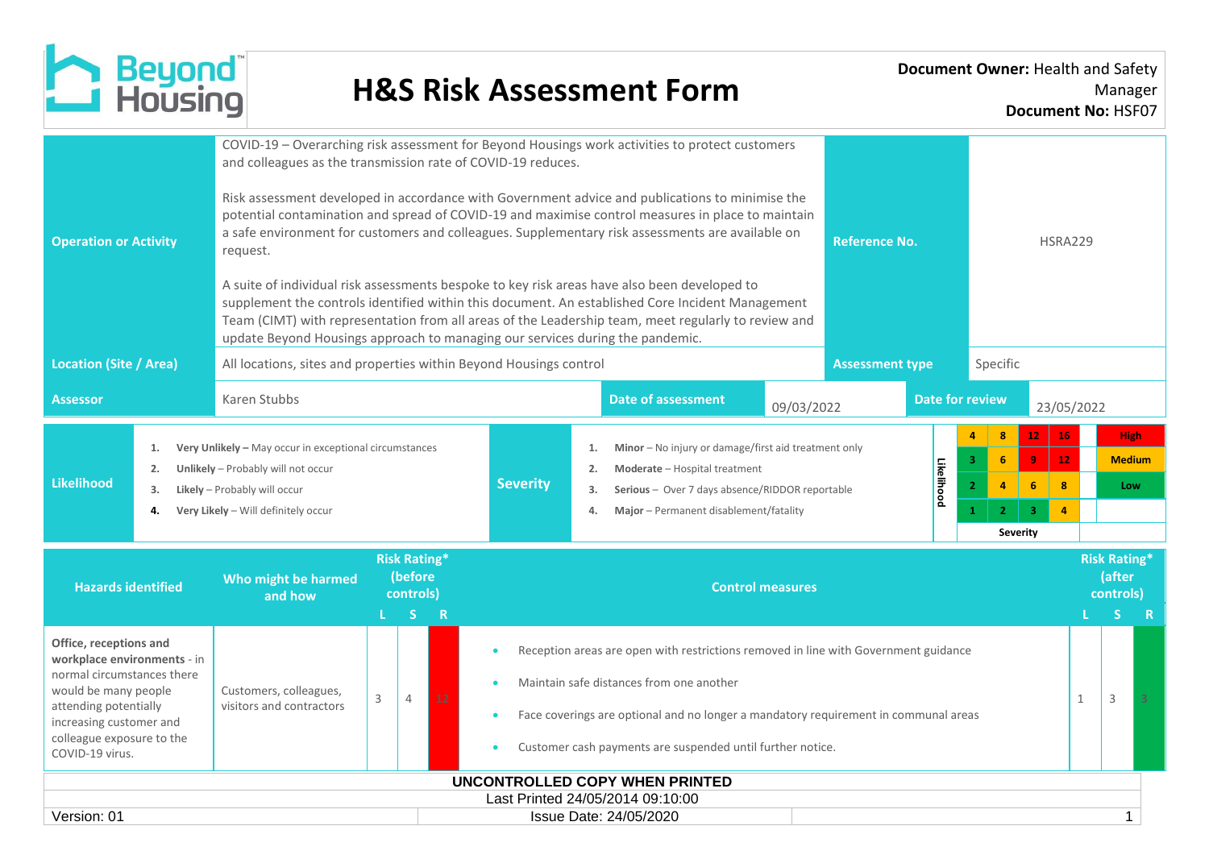# H&S Risk Assessment Form

**Document Owner:** Health and Safety Manager
**Document No:** HSF07

| | | | |
|---|---|---|---|
| **Operation or Activity** | COVID-19 – Overarching risk assessment for Beyond Housings work activities to protect customers and colleagues as the transmission rate of COVID-19 reduces.<br><br>Risk assessment developed in accordance with Government advice and publications to minimise the potential contamination and spread of COVID-19 and maximise control measures in place to maintain a safe environment for customers and colleagues. Supplementary risk assessments are available on request.<br><br>A suite of individual risk assessments bespoke to key risk areas have also been developed to supplement the controls identified within this document. An established Core Incident Management Team (CIMT) with representation from all areas of the Leadership team, meet regularly to review and update Beyond Housings approach to managing our services during the pandemic. | **Reference No.** | HSRA229 |
| **Location (Site / Area)** | All locations, sites and properties within Beyond Housings control | **Assessment type** | Specific |
| **Assessor** | Karen Stubbs | **Date of assessment** | 09/03/2022 |
| | | **Date for review** | 23/05/2022 |

**Likelihood**

1. **Very Unlikely –** May occur in exceptional circumstances
2. **Unlikely** – Probably will not occur
3. **Likely** – Probably will occur
4. **Very Likely** – Will definitely occur

**Severity**

1. **Minor** – No injury or damage/first aid treatment only
2. **Moderate** – Hospital treatment
3. **Serious** – Over 7 days absence/RIDDOR reportable
4. **Major** – Permanent disablement/fatality

| Likelihood | | | | | |
|---|---|---|---|---|---|
| 4 | 4 | 8 | 12 | 16 | High |
| 3 | 3 | 6 | 9 | 12 | Medium |
| 2 | 2 | 4 | 6 | 8 | Low |
| 1 | 1 | 2 | 3 | 4 | |
| | Severity | | | | |

| Hazards identified | Who might be harmed and how | Risk Rating* (before controls) L | S | R | Control measures | Risk Rating* (after controls) L | S | R |
|---|---|---|---|---|---|---|---|---|
| **Office, receptions and workplace environments** - in normal circumstances there would be many people attending potentially increasing customer and colleague exposure to the COVID-19 virus. | Customers, colleagues, visitors and contractors | 3 | 4 | 12 | • Reception areas are open with restrictions removed in line with Government guidance<br>• Maintain safe distances from one another<br>• Face coverings are optional and no longer a mandatory requirement in communal areas<br>• Customer cash payments are suspended until further notice. | 1 | 3 | 3 |

**UNCONTROLLED COPY WHEN PRINTED**
Last Printed 24/05/2014 09:10:00
Version: 01 | Issue Date: 24/05/2020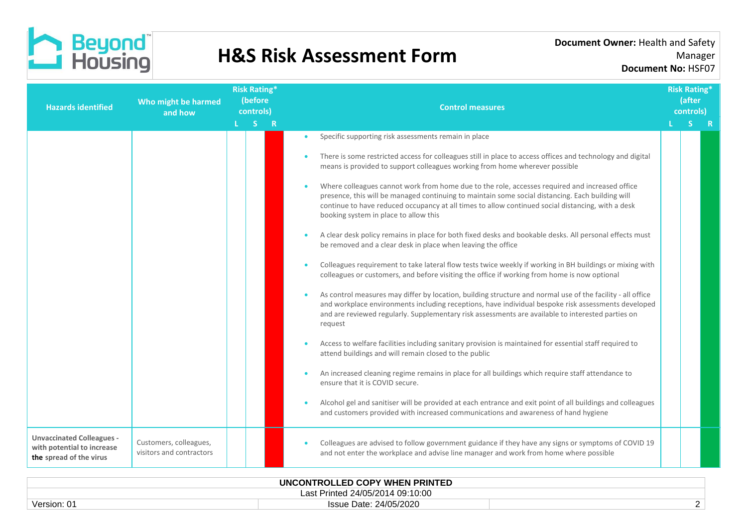| Hazards identified | Who might be harmed and how | Risk Rating* (before controls) | | | Control measures | Risk Rating* (after controls) | | |
|---|---|---|---|---|---|---|---|---|
| | | L | S | R | | L | S | R |
| | | | | | • Specific supporting risk assessments remain in place<br>• There is some restricted access for colleagues still in place to access offices and technology and digital means is provided to support colleagues working from home wherever possible<br>• Where colleagues cannot work from home due to the role, accesses required and increased office presence, this will be managed continuing to maintain some social distancing. Each building will continue to have reduced occupancy at all times to allow continued social distancing, with a desk booking system in place to allow this<br>• A clear desk policy remains in place for both fixed desks and bookable desks. All personal effects must be removed and a clear desk in place when leaving the office<br>• Colleagues requirement to take lateral flow tests twice weekly if working in BH buildings or mixing with colleagues or customers, and before visiting the office if working from home is now optional<br>• As control measures may differ by location, building structure and normal use of the facility - all office and workplace environments including receptions, have individual bespoke risk assessments developed and are reviewed regularly. Supplementary risk assessments are available to interested parties on request<br>• Access to welfare facilities including sanitary provision is maintained for essential staff required to attend buildings and will remain closed to the public<br>• An increased cleaning regime remains in place for all buildings which require staff attendance to ensure that it is COVID secure.<br>• Alcohol gel and sanitiser will be provided at each entrance and exit point of all buildings and colleagues and customers provided with increased communications and awareness of hand hygiene | | | |
| **Unvaccinated Colleagues - with potential to increase the spread of the virus** | Customers, colleagues, visitors and contractors | | | | • Colleagues are advised to follow government guidance if they have any signs or symptoms of COVID 19 and not enter the workplace and advise line manager and work from home where possible | | | |

UNCONTROLLED COPY WHEN PRINTED
Last Printed 24/05/2014 09:10:00

| Version: 01 | Issue Date: 24/05/2020 | |
|---|---|---|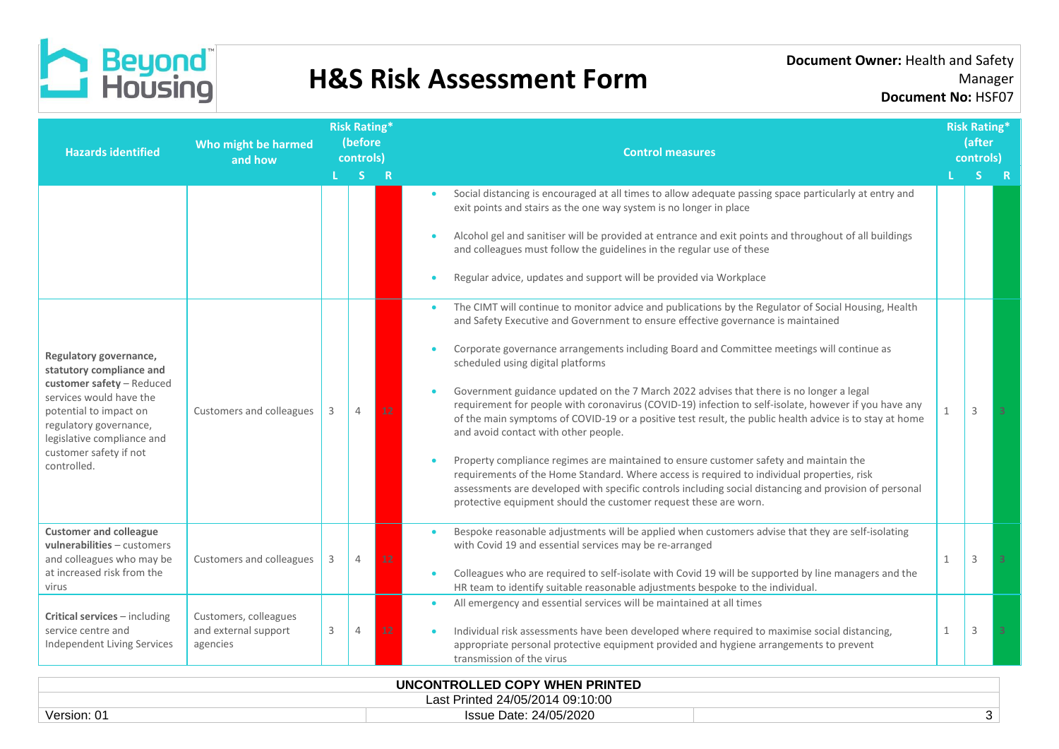# H&S Risk Assessment Form

**Document Owner:** Health and Safety Manager
**Document No:** HSF07

| Hazards identified | Who might be harmed and how | Risk Rating* (before controls) L | S | R | Control measures | Risk Rating* (after controls) L | S | R |
|---|---|---|---|---|---|---|---|---|
| | | | | | • Social distancing is encouraged at all times to allow adequate passing space particularly at entry and exit points and stairs as the one way system is no longer in place<br>• Alcohol gel and sanitiser will be provided at entrance and exit points and throughout of all buildings and colleagues must follow the guidelines in the regular use of these<br>• Regular advice, updates and support will be provided via Workplace | | | |
| **Regulatory governance, statutory compliance and customer safety** – Reduced services would have the potential to impact on regulatory governance, legislative compliance and customer safety if not controlled. | Customers and colleagues | 3 | 4 | 12 | • The CIMT will continue to monitor advice and publications by the Regulator of Social Housing, Health and Safety Executive and Government to ensure effective governance is maintained<br>• Corporate governance arrangements including Board and Committee meetings will continue as scheduled using digital platforms<br>• Government guidance updated on the 7 March 2022 advises that there is no longer a legal requirement for people with coronavirus (COVID-19) infection to self-isolate, however if you have any of the main symptoms of COVID-19 or a positive test result, the public health advice is to stay at home and avoid contact with other people.<br>• Property compliance regimes are maintained to ensure customer safety and maintain the requirements of the Home Standard. Where access is required to individual properties, risk assessments are developed with specific controls including social distancing and provision of personal protective equipment should the customer request these are worn. | 1 | 3 | 3 |
| **Customer and colleague vulnerabilities** – customers and colleagues who may be at increased risk from the virus | Customers and colleagues | 3 | 4 | 12 | • Bespoke reasonable adjustments will be applied when customers advise that they are self-isolating with Covid 19 and essential services may be re-arranged<br>• Colleagues who are required to self-isolate with Covid 19 will be supported by line managers and the HR team to identify suitable reasonable adjustments bespoke to the individual. | 1 | 3 | 3 |
| **Critical services** – including service centre and Independent Living Services | Customers, colleagues and external support agencies | 3 | 4 | 12 | • All emergency and essential services will be maintained at all times<br>• Individual risk assessments have been developed where required to maximise social distancing, appropriate personal protective equipment provided and hygiene arrangements to prevent transmission of the virus | 1 | 3 | 3 |

UNCONTROLLED COPY WHEN PRINTED
Last Printed 24/05/2014 09:10:00
Version: 01 | Issue Date: 24/05/2020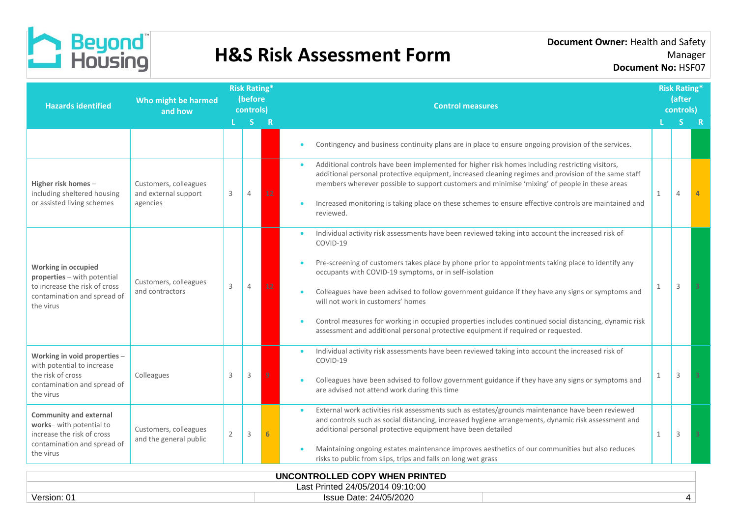# H&S Risk Assessment Form

**Document Owner:** Health and Safety Manager
**Document No:** HSF07

| Hazards identified | Who might be harmed and how | Risk Rating* (before controls) | | | Control measures | Risk Rating* (after controls) | | |
|---|---|---|---|---|---|---|---|---|
| | | L | S | R | | L | S | R |
| | | | | | • Contingency and business continuity plans are in place to ensure ongoing provision of the services. | | | |
| **Higher risk homes** – including sheltered housing or assisted living schemes | Customers, colleagues and external support agencies | 3 | 4 | 12 | • Additional controls have been implemented for higher risk homes including restricting visitors, additional personal protective equipment, increased cleaning regimes and provision of the same staff members wherever possible to support customers and minimise 'mixing' of people in these areas<br>• Increased monitoring is taking place on these schemes to ensure effective controls are maintained and reviewed. | 1 | 4 | 4 |
| **Working in occupied properties** – with potential to increase the risk of cross contamination and spread of the virus | Customers, colleagues and contractors | 3 | 4 | 12 | • Individual activity risk assessments have been reviewed taking into account the increased risk of COVID-19<br>• Pre-screening of customers takes place by phone prior to appointments taking place to identify any occupants with COVID-19 symptoms, or in self-isolation<br>• Colleagues have been advised to follow government guidance if they have any signs or symptoms and will not work in customers' homes<br>• Control measures for working in occupied properties includes continued social distancing, dynamic risk assessment and additional personal protective equipment if required or requested. | 1 | 3 | 3 |
| **Working in void properties** – with potential to increase the risk of cross contamination and spread of the virus | Colleagues | 3 | 3 | 9 | • Individual activity risk assessments have been reviewed taking into account the increased risk of COVID-19<br>• Colleagues have been advised to follow government guidance if they have any signs or symptoms and are advised not attend work during this time | 1 | 3 | 3 |
| **Community and external works**– with potential to increase the risk of cross contamination and spread of the virus | Customers, colleagues and the general public | 2 | 3 | 6 | • External work activities risk assessments such as estates/grounds maintenance have been reviewed and controls such as social distancing, increased hygiene arrangements, dynamic risk assessment and additional personal protective equipment have been detailed<br>• Maintaining ongoing estates maintenance improves aesthetics of our communities but also reduces risks to public from slips, trips and falls on long wet grass | 1 | 3 | 3 |

UNCONTROLLED COPY WHEN PRINTED
Last Printed 24/05/2014 09:10:00
Version: 01 | Issue Date: 24/05/2020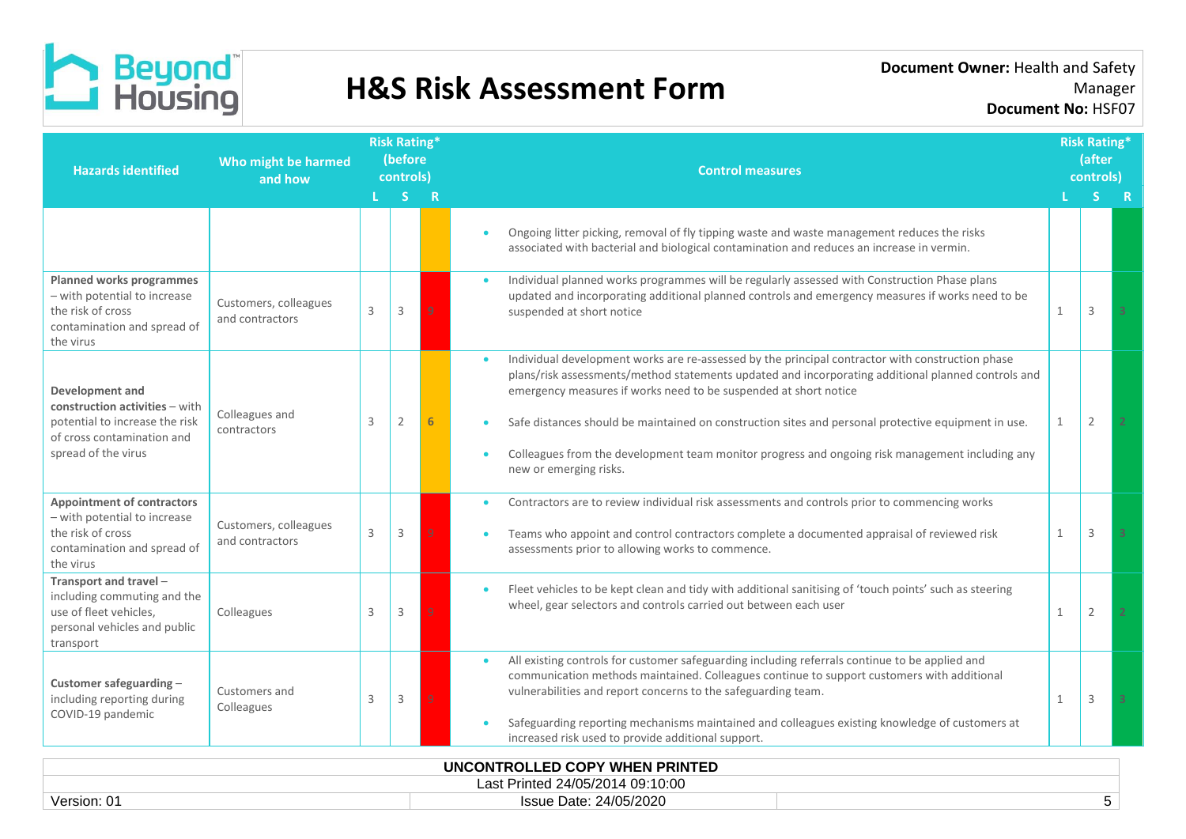# H&S Risk Assessment Form

**Document Owner:** Health and Safety Manager
**Document No:** HSF07

| Hazards identified | Who might be harmed and how | Risk Rating* (before controls) L | S | R | Control measures | Risk Rating* (after controls) L | S | R |
|---|---|---|---|---|---|---|---|---|
| | | | | | • Ongoing litter picking, removal of fly tipping waste and waste management reduces the risks associated with bacterial and biological contamination and reduces an increase in vermin. | | | |
| **Planned works programmes** – with potential to increase the risk of cross contamination and spread of the virus | Customers, colleagues and contractors | 3 | 3 | 9 | • Individual planned works programmes will be regularly assessed with Construction Phase plans updated and incorporating additional planned controls and emergency measures if works need to be suspended at short notice | 1 | 3 | 3 |
| **Development and construction activities** – with potential to increase the risk of cross contamination and spread of the virus | Colleagues and contractors | 3 | 2 | 6 | • Individual development works are re-assessed by the principal contractor with construction phase plans/risk assessments/method statements updated and incorporating additional planned controls and emergency measures if works need to be suspended at short notice<br>• Safe distances should be maintained on construction sites and personal protective equipment in use.<br>• Colleagues from the development team monitor progress and ongoing risk management including any new or emerging risks. | 1 | 2 | 2 |
| **Appointment of contractors** – with potential to increase the risk of cross contamination and spread of the virus | Customers, colleagues and contractors | 3 | 3 | 9 | • Contractors are to review individual risk assessments and controls prior to commencing works<br>• Teams who appoint and control contractors complete a documented appraisal of reviewed risk assessments prior to allowing works to commence. | 1 | 3 | 3 |
| **Transport and travel** – including commuting and the use of fleet vehicles, personal vehicles and public transport | Colleagues | 3 | 3 | 9 | • Fleet vehicles to be kept clean and tidy with additional sanitising of 'touch points' such as steering wheel, gear selectors and controls carried out between each user | 1 | 2 | 2 |
| **Customer safeguarding** – including reporting during COVID-19 pandemic | Customers and Colleagues | 3 | 3 | 9 | • All existing controls for customer safeguarding including referrals continue to be applied and communication methods maintained. Colleagues continue to support customers with additional vulnerabilities and report concerns to the safeguarding team.<br>• Safeguarding reporting mechanisms maintained and colleagues existing knowledge of customers at increased risk used to provide additional support. | 1 | 3 | 3 |

UNCONTROLLED COPY WHEN PRINTED
Last Printed 24/05/2014 09:10:00

Version: 01 | Issue Date: 24/05/2020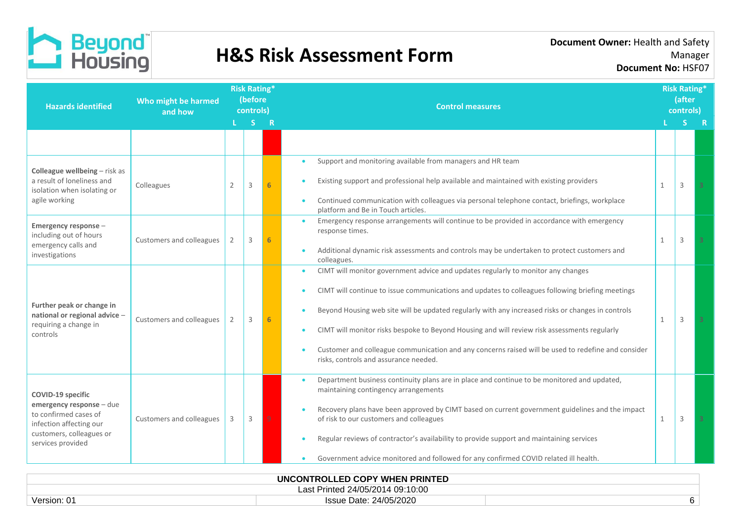# H&S Risk Assessment Form

**Document Owner:** Health and Safety Manager
**Document No:** HSF07

| Hazards identified | Who might be harmed and how | Risk Rating* (before controls) | | | Control measures | Risk Rating* (after controls) | | |
|---|---|---|---|---|---|---|---|---|
| | | L | S | R | | L | S | R |
| | | | | | | | | |
| **Colleague wellbeing** – risk as a result of loneliness and isolation when isolating or agile working | Colleagues | 2 | 3 | 6 | • Support and monitoring available from managers and HR team<br>• Existing support and professional help available and maintained with existing providers<br>• Continued communication with colleagues via personal telephone contact, briefings, workplace platform and Be in Touch articles. | 1 | 3 | 3 |
| **Emergency response** – including out of hours emergency calls and investigations | Customers and colleagues | 2 | 3 | 6 | • Emergency response arrangements will continue to be provided in accordance with emergency response times.<br>• Additional dynamic risk assessments and controls may be undertaken to protect customers and colleagues. | 1 | 3 | 3 |
| **Further peak or change in national or regional advice** – requiring a change in controls | Customers and colleagues | 2 | 3 | 6 | • CIMT will monitor government advice and updates regularly to monitor any changes<br>• CIMT will continue to issue communications and updates to colleagues following briefing meetings<br>• Beyond Housing web site will be updated regularly with any increased risks or changes in controls<br>• CIMT will monitor risks bespoke to Beyond Housing and will review risk assessments regularly<br>• Customer and colleague communication and any concerns raised will be used to redefine and consider risks, controls and assurance needed. | 1 | 3 | 3 |
| **COVID-19 specific emergency response** – due to confirmed cases of infection affecting our customers, colleagues or services provided | Customers and colleagues | 3 | 3 | 9 | • Department business continuity plans are in place and continue to be monitored and updated, maintaining contingency arrangements<br>• Recovery plans have been approved by CIMT based on current government guidelines and the impact of risk to our customers and colleagues<br>• Regular reviews of contractor's availability to provide support and maintaining services<br>• Government advice monitored and followed for any confirmed COVID related ill health. | 1 | 3 | 3 |

UNCONTROLLED COPY WHEN PRINTED
Last Printed 24/05/2014 09:10:00
Version: 01 | Issue Date: 24/05/2020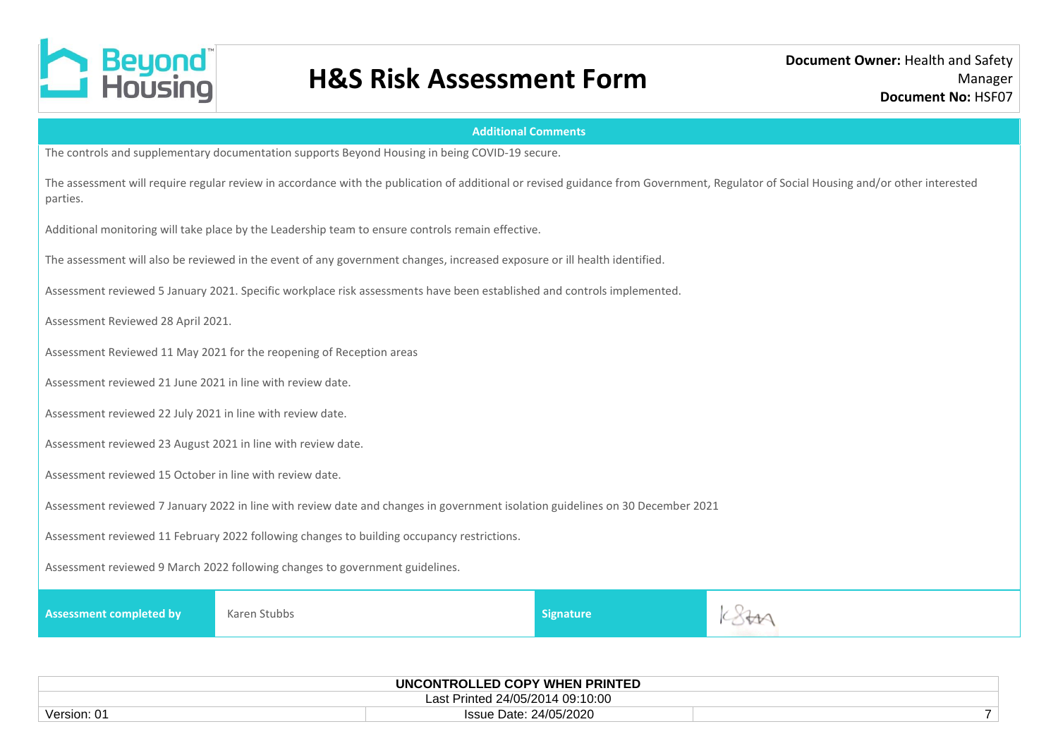## Additional Comments

The controls and supplementary documentation supports Beyond Housing in being COVID-19 secure.

The assessment will require regular review in accordance with the publication of additional or revised guidance from Government, Regulator of Social Housing and/or other interested parties.

Additional monitoring will take place by the Leadership team to ensure controls remain effective.

The assessment will also be reviewed in the event of any government changes, increased exposure or ill health identified.

Assessment reviewed 5 January 2021. Specific workplace risk assessments have been established and controls implemented.

Assessment Reviewed 28 April 2021.

Assessment Reviewed 11 May 2021 for the reopening of Reception areas

Assessment reviewed 21 June 2021 in line with review date.

Assessment reviewed 22 July 2021 in line with review date.

Assessment reviewed 23 August 2021 in line with review date.

Assessment reviewed 15 October in line with review date.

Assessment reviewed 7 January 2022 in line with review date and changes in government isolation guidelines on 30 December 2021

Assessment reviewed 11 February 2022 following changes to building occupancy restrictions.

Assessment reviewed 9 March 2022 following changes to government guidelines.

| | | | |
|---|---|---|---|
| **Assessment completed by** | Karen Stubbs | **Signature** | KStu |